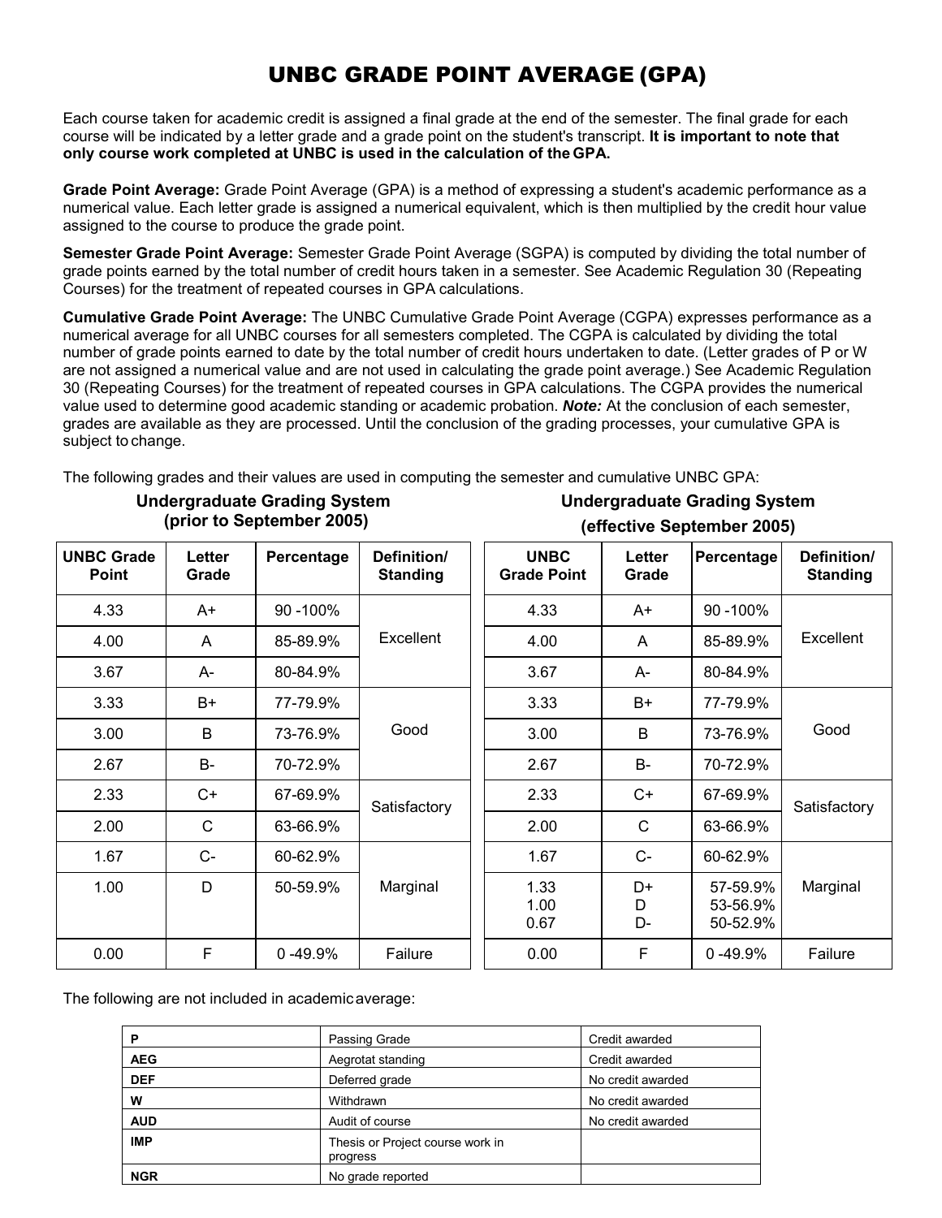# UNBC GRADE POINT AVERAGE (GPA)

Each course taken for academic credit is assigned a final grade at the end of the semester. The final grade for each course will be indicated by a letter grade and a grade point on the student's transcript. **It is important to note that only course work completed at UNBC is used in the calculation of the GPA.**

**Grade Point Average:** Grade Point Average (GPA) is a method of expressing a student's academic performance as a numerical value. Each letter grade is assigned a numerical equivalent, which is then multiplied by the credit hour value assigned to the course to produce the grade point.

**Semester Grade Point Average:** Semester Grade Point Average (SGPA) is computed by dividing the total number of grade points earned by the total number of credit hours taken in a semester. See Academic Regulation 30 (Repeating Courses) for the treatment of repeated courses in GPA calculations.

**Cumulative Grade Point Average:** The UNBC Cumulative Grade Point Average (CGPA) expresses performance as a numerical average for all UNBC courses for all semesters completed. The CGPA is calculated by dividing the total number of grade points earned to date by the total number of credit hours undertaken to date. (Letter grades of P or W are not assigned a numerical value and are not used in calculating the grade point average.) See Academic Regulation 30 (Repeating Courses) for the treatment of repeated courses in GPA calculations. The CGPA provides the numerical value used to determine good academic standing or academic probation. ***Note:*** At the conclusion of each semester, grades are available as they are processed. Until the conclusion of the grading processes, your cumulative GPA is subject to change.

The following grades and their values are used in computing the semester and cumulative UNBC GPA:

**Undergraduate Grading System (prior to September 2005)**

| UNBC Grade Point | Letter Grade | Percentage | Definition/ Standing |
|---|---|---|---|
| 4.33 | A+ | 90 -100% | Excellent |
| 4.00 | A | 85-89.9% | |
| 3.67 | A- | 80-84.9% | |
| 3.33 | B+ | 77-79.9% | Good |
| 3.00 | B | 73-76.9% | |
| 2.67 | B- | 70-72.9% | |
| 2.33 | C+ | 67-69.9% | Satisfactory |
| 2.00 | C | 63-66.9% | |
| 1.67 | C- | 60-62.9% | Marginal |
| 1.00 | D | 50-59.9% | |
| 0.00 | F | 0 -49.9% | Failure |

**Undergraduate Grading System (effective September 2005)**

| UNBC Grade Point | Letter Grade | Percentage | Definition/ Standing |
|---|---|---|---|
| 4.33 | A+ | 90 -100% | Excellent |
| 4.00 | A | 85-89.9% | |
| 3.67 | A- | 80-84.9% | |
| 3.33 | B+ | 77-79.9% | Good |
| 3.00 | B | 73-76.9% | |
| 2.67 | B- | 70-72.9% | |
| 2.33 | C+ | 67-69.9% | Satisfactory |
| 2.00 | C | 63-66.9% | |
| 1.67 | C- | 60-62.9% | Marginal |
| 1.33 | D+ | 57-59.9% | |
| 1.00 | D | 53-56.9% | |
| 0.67 | D- | 50-52.9% | |
| 0.00 | F | 0 -49.9% | Failure |

The following are not included in academic average:

| | | |
|---|---|---|
| **P** | Passing Grade | Credit awarded |
| **AEG** | Aegrotat standing | Credit awarded |
| **DEF** | Deferred grade | No credit awarded |
| **W** | Withdrawn | No credit awarded |
| **AUD** | Audit of course | No credit awarded |
| **IMP** | Thesis or Project course work in progress | |
| **NGR** | No grade reported | |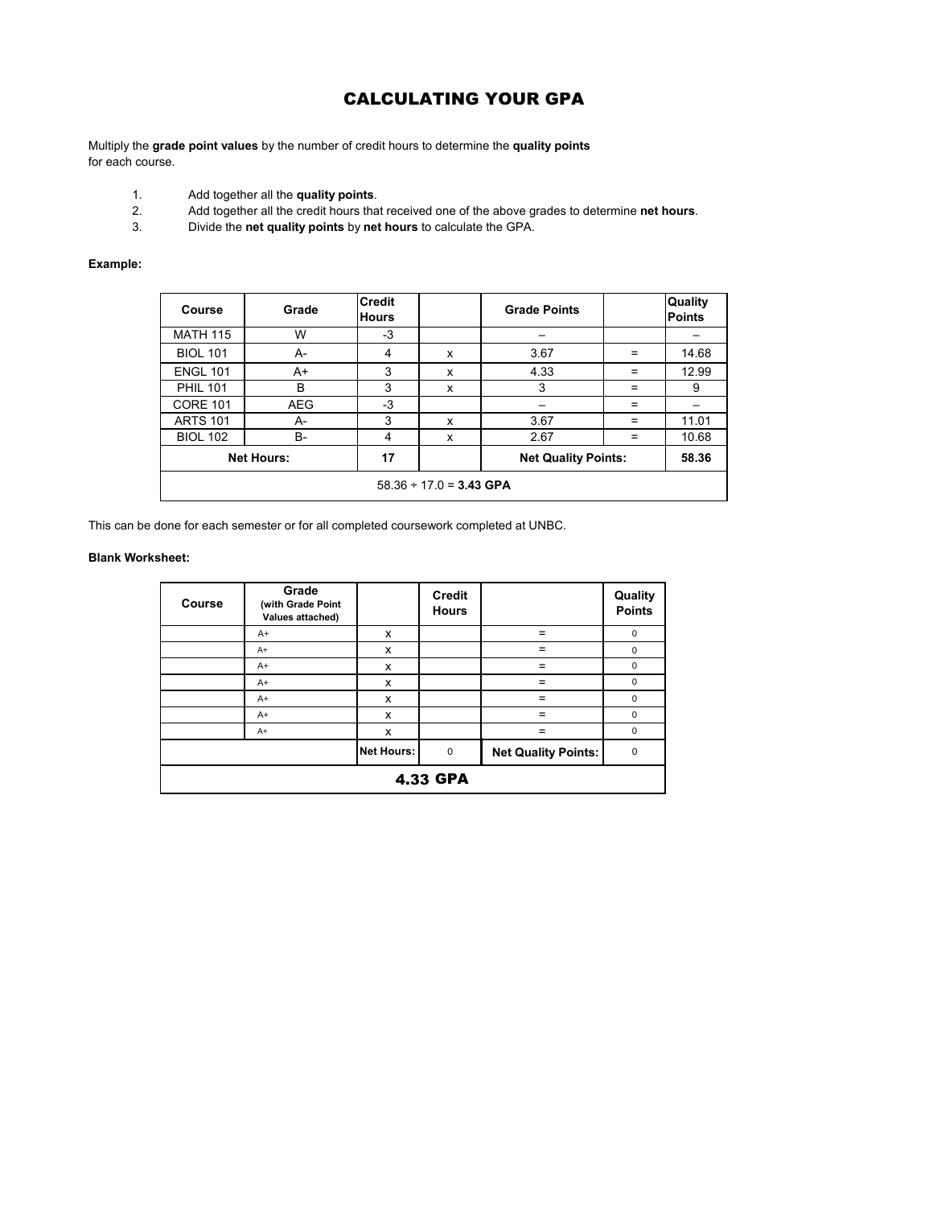# CALCULATING YOUR GPA

Multiply the **grade point values** by the number of credit hours to determine the **quality points** for each course.

1. Add together all the **quality points**.
2. Add together all the credit hours that received one of the above grades to determine **net hours**.
3. Divide the **net quality points** by **net hours** to calculate the GPA.

**Example:**

| Course | Grade | Credit Hours | | Grade Points | | Quality Points |
|---|---|---|---|---|---|---|
| MATH 115 | W | -3 | | – | | – |
| BIOL 101 | A- | 4 | x | 3.67 | = | 14.68 |
| ENGL 101 | A+ | 3 | x | 4.33 | = | 12.99 |
| PHIL 101 | B | 3 | x | 3 | = | 9 |
| CORE 101 | AEG | -3 | | – | = | – |
| ARTS 101 | A- | 3 | x | 3.67 | = | 11.01 |
| BIOL 102 | B- | 4 | x | 2.67 | = | 10.68 |
| Net Hours: | | 17 | | Net Quality Points: | | 58.36 |
| 58.36 ÷ 17.0 = **3.43 GPA** | | | | | | |

This can be done for each semester or for all completed coursework completed at UNBC.

**Blank Worksheet:**

| Course | Grade (with Grade Point Values attached) | | Credit Hours | | Quality Points |
|---|---|---|---|---|---|
| | A+ | x | | = | 0 |
| | A+ | x | | = | 0 |
| | A+ | x | | = | 0 |
| | A+ | x | | = | 0 |
| | A+ | x | | = | 0 |
| | A+ | x | | = | 0 |
| | A+ | x | | = | 0 |
| | | Net Hours: | 0 | Net Quality Points: | 0 |
| **4.33 GPA** | | | | | |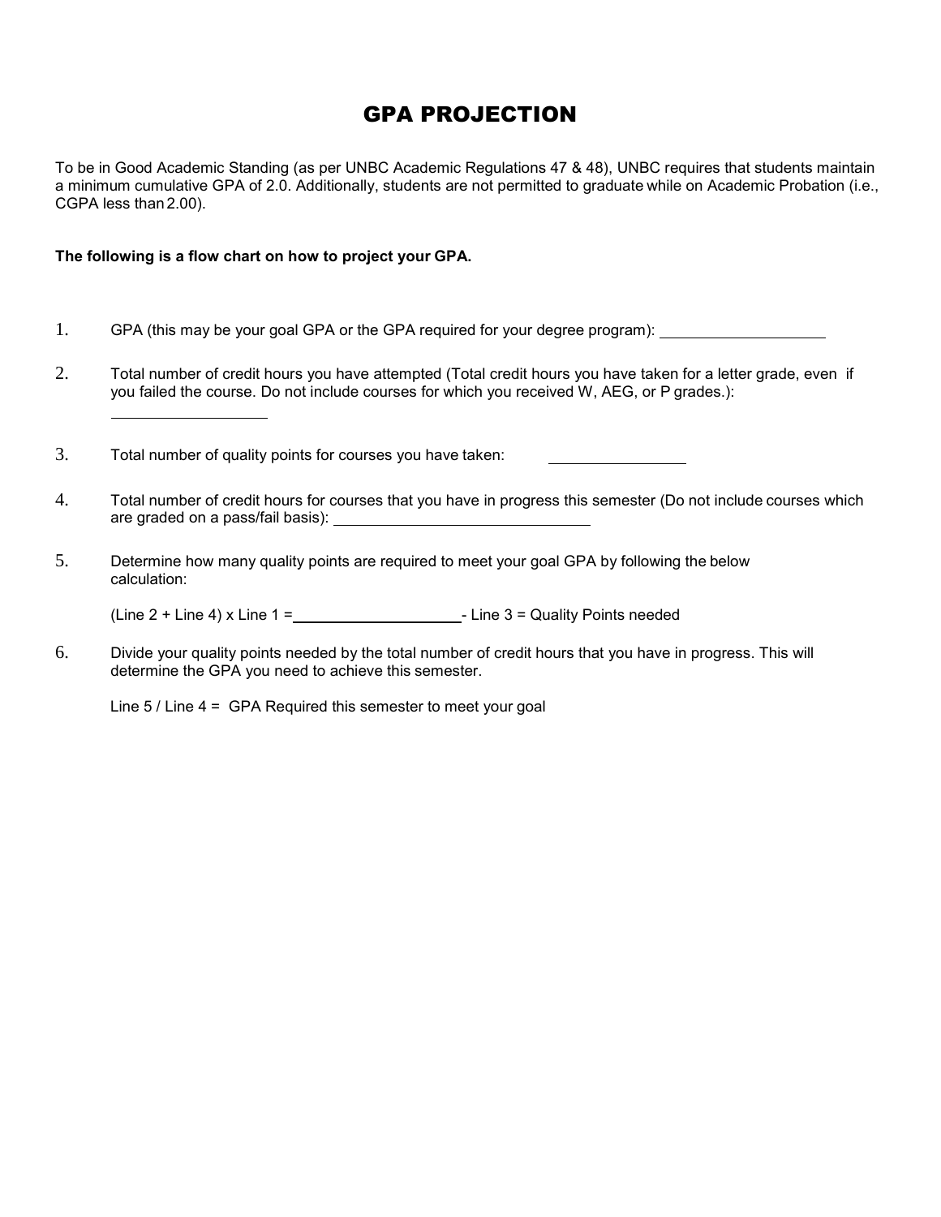# GPA PROJECTION

To be in Good Academic Standing (as per UNBC Academic Regulations 47 & 48), UNBC requires that students maintain a minimum cumulative GPA of 2.0. Additionally, students are not permitted to graduate while on Academic Probation (i.e., CGPA less than 2.00).

**The following is a flow chart on how to project your GPA.**

1. GPA (this may be your goal GPA or the GPA required for your degree program): ____________________

2. Total number of credit hours you have attempted (Total credit hours you have taken for a letter grade, even if you failed the course. Do not include courses for which you received W, AEG, or P grades.): ____________________

3. Total number of quality points for courses you have taken: __________________

4. Total number of credit hours for courses that you have in progress this semester (Do not include courses which are graded on a pass/fail basis): ________________________________

5. Determine how many quality points are required to meet your goal GPA by following the below calculation:

   (Line 2 + Line 4) x Line 1 = ______________________ - Line 3 = Quality Points needed

6. Divide your quality points needed by the total number of credit hours that you have in progress. This will determine the GPA you need to achieve this semester.

   Line 5 / Line 4 = GPA Required this semester to meet your goal